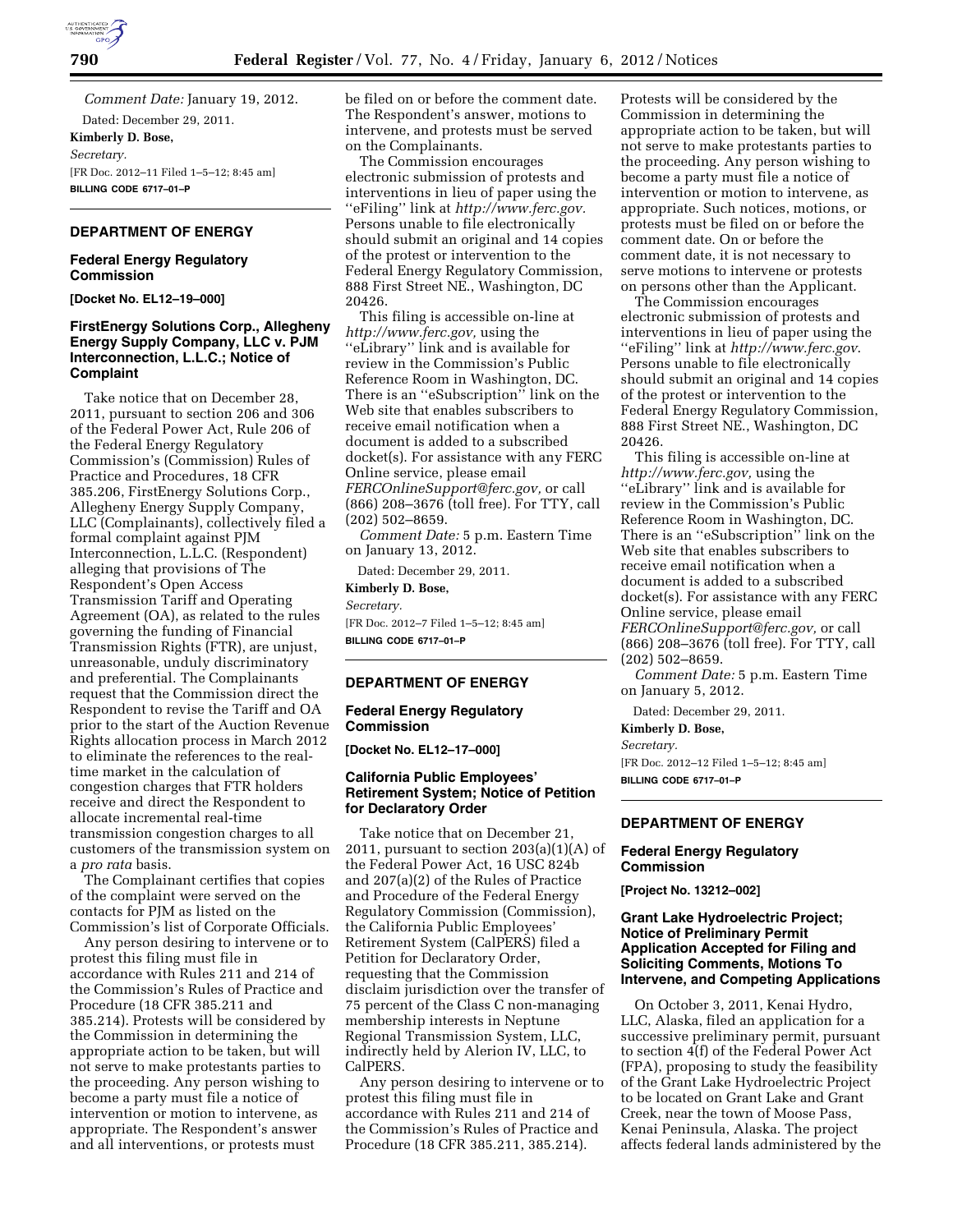*Comment Date:* January 19, 2012.

Dated: December 29, 2011.

**Kimberly D. Bose,**

*Secretary.*

[FR Doc. 2012–11 Filed 1–5–12; 8:45 am]

**BILLING CODE 6717–01–P**

## DEPARTMENT OF ENERGY

### Federal Energy Regulatory Commission

**[Docket No. EL12–19–000]**

### FirstEnergy Solutions Corp., Allegheny Energy Supply Company, LLC v. PJM Interconnection, L.L.C.; Notice of Complaint

Take notice that on December 28, 2011, pursuant to section 206 and 306 of the Federal Power Act, Rule 206 of the Federal Energy Regulatory Commission's (Commission) Rules of Practice and Procedures, 18 CFR 385.206, FirstEnergy Solutions Corp., Allegheny Energy Supply Company, LLC (Complainants), collectively filed a formal complaint against PJM Interconnection, L.L.C. (Respondent) alleging that provisions of The Respondent's Open Access Transmission Tariff and Operating Agreement (OA), as related to the rules governing the funding of Financial Transmission Rights (FTR), are unjust, unreasonable, unduly discriminatory and preferential. The Complainants request that the Commission direct the Respondent to revise the Tariff and OA prior to the start of the Auction Revenue Rights allocation process in March 2012 to eliminate the references to the real-time market in the calculation of congestion charges that FTR holders receive and direct the Respondent to allocate incremental real-time transmission congestion charges to all customers of the transmission system on a *pro rata* basis.

The Complainant certifies that copies of the complaint were served on the contacts for PJM as listed on the Commission's list of Corporate Officials.

Any person desiring to intervene or to protest this filing must file in accordance with Rules 211 and 214 of the Commission's Rules of Practice and Procedure (18 CFR 385.211 and 385.214). Protests will be considered by the Commission in determining the appropriate action to be taken, but will not serve to make protestants parties to the proceeding. Any person wishing to become a party must file a notice of intervention or motion to intervene, as appropriate. The Respondent's answer and all interventions, or protests must be filed on or before the comment date. The Respondent's answer, motions to intervene, and protests must be served on the Complainants.

The Commission encourages electronic submission of protests and interventions in lieu of paper using the "eFiling" link at *http://www.ferc.gov.* Persons unable to file electronically should submit an original and 14 copies of the protest or intervention to the Federal Energy Regulatory Commission, 888 First Street NE., Washington, DC 20426.

This filing is accessible on-line at *http://www.ferc.gov,* using the "eLibrary" link and is available for review in the Commission's Public Reference Room in Washington, DC. There is an "eSubscription" link on the Web site that enables subscribers to receive email notification when a document is added to a subscribed docket(s). For assistance with any FERC Online service, please email *FERCOnlineSupport@ferc.gov,* or call (866) 208–3676 (toll free). For TTY, call (202) 502–8659.

*Comment Date:* 5 p.m. Eastern Time on January 13, 2012.

Dated: December 29, 2011.

**Kimberly D. Bose,**

*Secretary.*

[FR Doc. 2012–7 Filed 1–5–12; 8:45 am]

**BILLING CODE 6717–01–P**

## DEPARTMENT OF ENERGY

### Federal Energy Regulatory Commission

**[Docket No. EL12–17–000]**

### California Public Employees' Retirement System; Notice of Petition for Declaratory Order

Take notice that on December 21, 2011, pursuant to section 203(a)(1)(A) of the Federal Power Act, 16 USC 824b and 207(a)(2) of the Rules of Practice and Procedure of the Federal Energy Regulatory Commission (Commission), the California Public Employees' Retirement System (CalPERS) filed a Petition for Declaratory Order, requesting that the Commission disclaim jurisdiction over the transfer of 75 percent of the Class C non-managing membership interests in Neptune Regional Transmission System, LLC, indirectly held by Alerion IV, LLC, to CalPERS.

Any person desiring to intervene or to protest this filing must file in accordance with Rules 211 and 214 of the Commission's Rules of Practice and Procedure (18 CFR 385.211, 385.214). Protests will be considered by the Commission in determining the appropriate action to be taken, but will not serve to make protestants parties to the proceeding. Any person wishing to become a party must file a notice of intervention or motion to intervene, as appropriate. Such notices, motions, or protests must be filed on or before the comment date. On or before the comment date, it is not necessary to serve motions to intervene or protests on persons other than the Applicant.

The Commission encourages electronic submission of protests and interventions in lieu of paper using the "eFiling" link at *http://www.ferc.gov*. Persons unable to file electronically should submit an original and 14 copies of the protest or intervention to the Federal Energy Regulatory Commission, 888 First Street NE., Washington, DC 20426.

This filing is accessible on-line at *http://www.ferc.gov,* using the "eLibrary" link and is available for review in the Commission's Public Reference Room in Washington, DC. There is an "eSubscription" link on the Web site that enables subscribers to receive email notification when a document is added to a subscribed docket(s). For assistance with any FERC Online service, please email *FERCOnlineSupport@ferc.gov,* or call (866) 208–3676 (toll free). For TTY, call (202) 502–8659.

*Comment Date:* 5 p.m. Eastern Time on January 5, 2012.

Dated: December 29, 2011.

**Kimberly D. Bose,**

*Secretary.*

[FR Doc. 2012–12 Filed 1–5–12; 8:45 am]

**BILLING CODE 6717–01–P**

## DEPARTMENT OF ENERGY

### Federal Energy Regulatory Commission

**[Project No. 13212–002]**

### Grant Lake Hydroelectric Project; Notice of Preliminary Permit Application Accepted for Filing and Soliciting Comments, Motions To Intervene, and Competing Applications

On October 3, 2011, Kenai Hydro, LLC, Alaska, filed an application for a successive preliminary permit, pursuant to section 4(f) of the Federal Power Act (FPA), proposing to study the feasibility of the Grant Lake Hydroelectric Project to be located on Grant Lake and Grant Creek, near the town of Moose Pass, Kenai Peninsula, Alaska. The project affects federal lands administered by the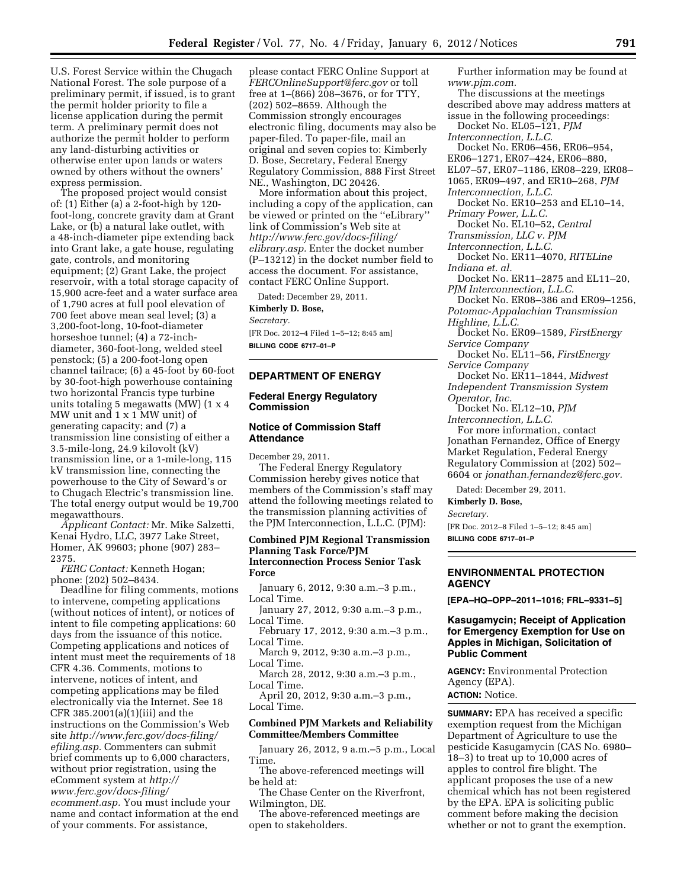U.S. Forest Service within the Chugach National Forest. The sole purpose of a preliminary permit, if issued, is to grant the permit holder priority to file a license application during the permit term. A preliminary permit does not authorize the permit holder to perform any land-disturbing activities or otherwise enter upon lands or waters owned by others without the owners' express permission.

The proposed project would consist of: (1) Either (a) a 2-foot-high by 120-foot-long, concrete gravity dam at Grant Lake, or (b) a natural lake outlet, with a 48-inch-diameter pipe extending back into Grant lake, a gate house, regulating gate, controls, and monitoring equipment; (2) Grant Lake, the project reservoir, with a total storage capacity of 15,900 acre-feet and a water surface area of 1,790 acres at full pool elevation of 700 feet above mean seal level; (3) a 3,200-foot-long, 10-foot-diameter horseshoe tunnel; (4) a 72-inch-diameter, 360-foot-long, welded steel penstock; (5) a 200-foot-long open channel tailrace; (6) a 45-foot by 60-foot by 30-foot-high powerhouse containing two horizontal Francis type turbine units totaling 5 megawatts (MW) (1 x 4 MW unit and 1 x 1 MW unit) of generating capacity; and (7) a transmission line consisting of either a 3.5-mile-long, 24.9 kilovolt (kV) transmission line, or a 1-mile-long, 115 kV transmission line, connecting the powerhouse to the City of Seward's or to Chugach Electric's transmission line. The total energy output would be 19,700 megawatthours.

*Applicant Contact:* Mr. Mike Salzetti, Kenai Hydro, LLC, 3977 Lake Street, Homer, AK 99603; phone (907) 283–2375.

*FERC Contact:* Kenneth Hogan; phone: (202) 502–8434.

Deadline for filing comments, motions to intervene, competing applications (without notices of intent), or notices of intent to file competing applications: 60 days from the issuance of this notice. Competing applications and notices of intent must meet the requirements of 18 CFR 4.36. Comments, motions to intervene, notices of intent, and competing applications may be filed electronically via the Internet. See 18 CFR 385.2001(a)(1)(iii) and the instructions on the Commission's Web site *http://www.ferc.gov/docs-filing/efiling.asp.* Commenters can submit brief comments up to 6,000 characters, without prior registration, using the eComment system at *http://www.ferc.gov/docs-filing/ecomment.asp.* You must include your name and contact information at the end of your comments. For assistance, please contact FERC Online Support at *FERCOnlineSupport@ferc.gov* or toll free at 1–(866) 208–3676, or for TTY, (202) 502–8659. Although the Commission strongly encourages electronic filing, documents may also be paper-filed. To paper-file, mail an original and seven copies to: Kimberly D. Bose, Secretary, Federal Energy Regulatory Commission, 888 First Street NE., Washington, DC 20426.

More information about this project, including a copy of the application, can be viewed or printed on the "eLibrary" link of Commission's Web site at *http://www.ferc.gov/docs-filing/elibrary.asp.* Enter the docket number (P–13212) in the docket number field to access the document. For assistance, contact FERC Online Support.

Dated: December 29, 2011.

**Kimberly D. Bose,**

*Secretary.*

[FR Doc. 2012–4 Filed 1–5–12; 8:45 am]

**BILLING CODE 6717–01–P**

## DEPARTMENT OF ENERGY

### Federal Energy Regulatory Commission

### Notice of Commission Staff Attendance

December 29, 2011.

The Federal Energy Regulatory Commission hereby gives notice that members of the Commission's staff may attend the following meetings related to the transmission planning activities of the PJM Interconnection, L.L.C. (PJM):

#### Combined PJM Regional Transmission Planning Task Force/PJM Interconnection Process Senior Task Force

January 6, 2012, 9:30 a.m.–3 p.m., Local Time.

January 27, 2012, 9:30 a.m.–3 p.m., Local Time.

February 17, 2012, 9:30 a.m.–3 p.m., Local Time.

March 9, 2012, 9:30 a.m.–3 p.m., Local Time.

March 28, 2012, 9:30 a.m.–3 p.m., Local Time.

April 20, 2012, 9:30 a.m.–3 p.m., Local Time.

#### Combined PJM Markets and Reliability Committee/Members Committee

January 26, 2012, 9 a.m.–5 p.m., Local Time.

The above-referenced meetings will be held at:

The Chase Center on the Riverfront, Wilmington, DE.

The above-referenced meetings are open to stakeholders.

Further information may be found at *www.pjm.com.*

The discussions at the meetings described above may address matters at issue in the following proceedings:

Docket No. EL05–121, *PJM Interconnection, L.L.C.*

Docket No. ER06–456, ER06–954, ER06–1271, ER07–424, ER06–880, EL07–57, ER07–1186, ER08–229, ER08–1065, ER09–497, and ER10–268, *PJM Interconnection, L.L.C.*

Docket No. ER10–253 and EL10–14, *Primary Power, L.L.C.*

Docket No. EL10–52, *Central Transmission, LLC v. PJM Interconnection, L.L.C.*

Docket No. ER11–4070, *RITELine Indiana et. al.*

Docket No. ER11–2875 and EL11–20, *PJM Interconnection, L.L.C.*

Docket No. ER08–386 and ER09–1256, *Potomac-Appalachian Transmission Highline, L.L.C.*

Docket No. ER09–1589, *FirstEnergy Service Company*

Docket No. EL11–56, *FirstEnergy Service Company*

Docket No. ER11–1844, *Midwest Independent Transmission System Operator, Inc.*

Docket No. EL12–10, *PJM Interconnection, L.L.C.*

For more information, contact Jonathan Fernandez, Office of Energy Market Regulation, Federal Energy Regulatory Commission at (202) 502–6604 or *jonathan.fernandez@ferc.gov.*

Dated: December 29, 2011.

**Kimberly D. Bose,**

*Secretary.*

[FR Doc. 2012–8 Filed 1–5–12; 8:45 am]

**BILLING CODE 6717–01–P**

## ENVIRONMENTAL PROTECTION AGENCY

**[EPA–HQ–OPP–2011–1016; FRL–9331–5]**

### Kasugamycin; Receipt of Application for Emergency Exemption for Use on Apples in Michigan, Solicitation of Public Comment

**AGENCY:** Environmental Protection Agency (EPA).

**ACTION:** Notice.

**SUMMARY:** EPA has received a specific exemption request from the Michigan Department of Agriculture to use the pesticide Kasugamycin (CAS No. 6980–18–3) to treat up to 10,000 acres of apples to control fire blight. The applicant proposes the use of a new chemical which has not been registered by the EPA. EPA is soliciting public comment before making the decision whether or not to grant the exemption.